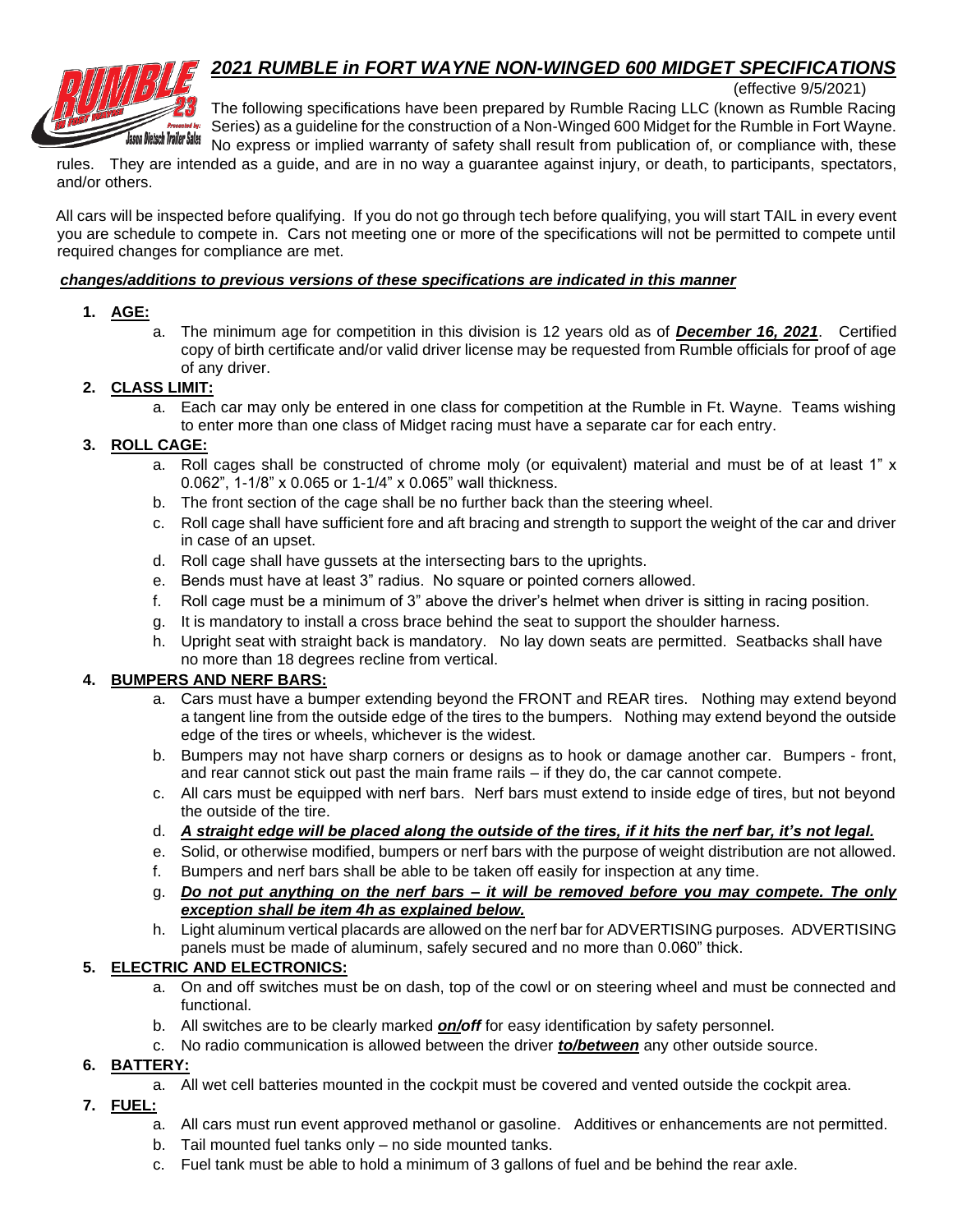# *2021 RUMBLE in FORT WAYNE NON-WINGED 600 MIDGET SPECIFICATIONS*

(effective 9/5/2021)

The following specifications have been prepared by Rumble Racing LLC (known as Rumble Racing Series) as a guideline for the construction of a Non-Winged 600 Midget for the Rumble in Fort Wayne. No express or implied warranty of safety shall result from publication of, or compliance with, these rules. They are intended as a guide, and are in no way a guarantee against injury, or death, to participants, spectators, and/or others.

All cars will be inspected before qualifying. If you do not go through tech before qualifying, you will start TAIL in every event you are schedule to compete in. Cars not meeting one or more of the specifications will not be permitted to compete until required changes for compliance are met.

***changes/additions to previous versions of these specifications are indicated in this manner***

1. **AGE:**
   a. The minimum age for competition in this division is 12 years old as of ***December 16, 2021***. Certified copy of birth certificate and/or valid driver license may be requested from Rumble officials for proof of age of any driver.

2. **CLASS LIMIT:**
   a. Each car may only be entered in one class for competition at the Rumble in Ft. Wayne. Teams wishing to enter more than one class of Midget racing must have a separate car for each entry.

3. **ROLL CAGE:**
   a. Roll cages shall be constructed of chrome moly (or equivalent) material and must be of at least 1" x 0.062", 1-1/8" x 0.065 or 1-1/4" x 0.065" wall thickness.
   b. The front section of the cage shall be no further back than the steering wheel.
   c. Roll cage shall have sufficient fore and aft bracing and strength to support the weight of the car and driver in case of an upset.
   d. Roll cage shall have gussets at the intersecting bars to the uprights.
   e. Bends must have at least 3" radius. No square or pointed corners allowed.
   f. Roll cage must be a minimum of 3" above the driver's helmet when driver is sitting in racing position.
   g. It is mandatory to install a cross brace behind the seat to support the shoulder harness.
   h. Upright seat with straight back is mandatory. No lay down seats are permitted. Seatbacks shall have no more than 18 degrees recline from vertical.

4. **BUMPERS AND NERF BARS:**
   a. Cars must have a bumper extending beyond the FRONT and REAR tires. Nothing may extend beyond a tangent line from the outside edge of the tires to the bumpers. Nothing may extend beyond the outside edge of the tires or wheels, whichever is the widest.
   b. Bumpers may not have sharp corners or designs as to hook or damage another car. Bumpers - front, and rear cannot stick out past the main frame rails – if they do, the car cannot compete.
   c. All cars must be equipped with nerf bars. Nerf bars must extend to inside edge of tires, but not beyond the outside of the tire.
   d. ***A straight edge will be placed along the outside of the tires, if it hits the nerf bar, it's not legal.***
   e. Solid, or otherwise modified, bumpers or nerf bars with the purpose of weight distribution are not allowed.
   f. Bumpers and nerf bars shall be able to be taken off easily for inspection at any time.
   g. ***Do not put anything on the nerf bars – it will be removed before you may compete. The only exception shall be item 4h as explained below.***
   h. Light aluminum vertical placards are allowed on the nerf bar for ADVERTISING purposes. ADVERTISING panels must be made of aluminum, safely secured and no more than 0.060" thick.

5. **ELECTRIC AND ELECTRONICS:**
   a. On and off switches must be on dash, top of the cowl or on steering wheel and must be connected and functional.
   b. All switches are to be clearly marked ***on/off*** for easy identification by safety personnel.
   c. No radio communication is allowed between the driver ***to/between*** any other outside source.

6. **BATTERY:**
   a. All wet cell batteries mounted in the cockpit must be covered and vented outside the cockpit area.

7. **FUEL:**
   a. All cars must run event approved methanol or gasoline. Additives or enhancements are not permitted.
   b. Tail mounted fuel tanks only – no side mounted tanks.
   c. Fuel tank must be able to hold a minimum of 3 gallons of fuel and be behind the rear axle.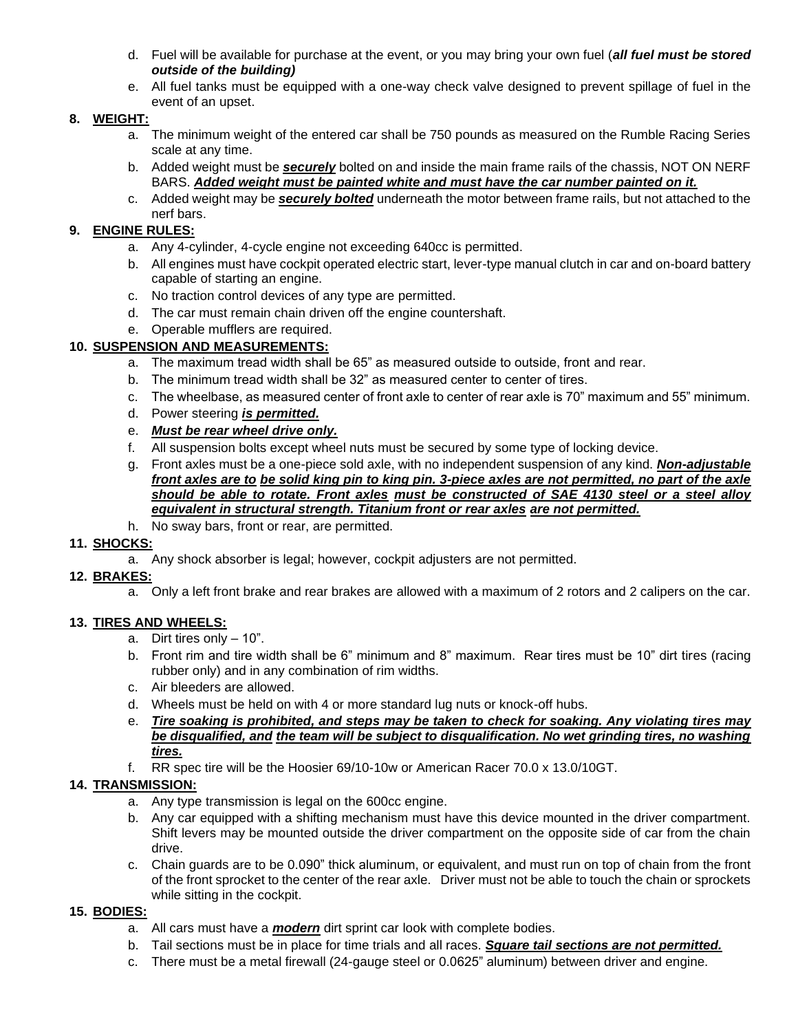d. Fuel will be available for purchase at the event, or you may bring your own fuel (***all fuel must be stored outside of the building)***

e. All fuel tanks must be equipped with a one-way check valve designed to prevent spillage of fuel in the event of an upset.

**8. WEIGHT:**

a. The minimum weight of the entered car shall be 750 pounds as measured on the Rumble Racing Series scale at any time.

b. Added weight must be ***securely*** bolted on and inside the main frame rails of the chassis, NOT ON NERF BARS. ***Added weight must be painted white and must have the car number painted on it.***

c. Added weight may be ***securely bolted*** underneath the motor between frame rails, but not attached to the nerf bars.

**9. ENGINE RULES:**

a. Any 4-cylinder, 4-cycle engine not exceeding 640cc is permitted.

b. All engines must have cockpit operated electric start, lever-type manual clutch in car and on-board battery capable of starting an engine.

c. No traction control devices of any type are permitted.

d. The car must remain chain driven off the engine countershaft.

e. Operable mufflers are required.

**10. SUSPENSION AND MEASUREMENTS:**

a. The maximum tread width shall be 65" as measured outside to outside, front and rear.

b. The minimum tread width shall be 32" as measured center to center of tires.

c. The wheelbase, as measured center of front axle to center of rear axle is 70" maximum and 55" minimum.

d. Power steering ***is permitted.***

e. ***Must be rear wheel drive only.***

f. All suspension bolts except wheel nuts must be secured by some type of locking device.

g. Front axles must be a one-piece sold axle, with no independent suspension of any kind. ***Non-adjustable front axles are to be solid king pin to king pin. 3-piece axles are not permitted, no part of the axle should be able to rotate. Front axles must be constructed of SAE 4130 steel or a steel alloy equivalent in structural strength. Titanium front or rear axles are not permitted.***

h. No sway bars, front or rear, are permitted.

**11. SHOCKS:**

a. Any shock absorber is legal; however, cockpit adjusters are not permitted.

**12. BRAKES:**

a. Only a left front brake and rear brakes are allowed with a maximum of 2 rotors and 2 calipers on the car.

**13. TIRES AND WHEELS:**

a. Dirt tires only – 10".

b. Front rim and tire width shall be 6" minimum and 8" maximum. Rear tires must be 10" dirt tires (racing rubber only) and in any combination of rim widths.

c. Air bleeders are allowed.

d. Wheels must be held on with 4 or more standard lug nuts or knock-off hubs.

e. ***Tire soaking is prohibited, and steps may be taken to check for soaking. Any violating tires may be disqualified, and the team will be subject to disqualification. No wet grinding tires, no washing tires.***

f. RR spec tire will be the Hoosier 69/10-10w or American Racer 70.0 x 13.0/10GT.

**14. TRANSMISSION:**

a. Any type transmission is legal on the 600cc engine.

b. Any car equipped with a shifting mechanism must have this device mounted in the driver compartment. Shift levers may be mounted outside the driver compartment on the opposite side of car from the chain drive.

c. Chain guards are to be 0.090" thick aluminum, or equivalent, and must run on top of chain from the front of the front sprocket to the center of the rear axle. Driver must not be able to touch the chain or sprockets while sitting in the cockpit.

**15. BODIES:**

a. All cars must have a ***modern*** dirt sprint car look with complete bodies.

b. Tail sections must be in place for time trials and all races. ***Square tail sections are not permitted.***

c. There must be a metal firewall (24-gauge steel or 0.0625" aluminum) between driver and engine.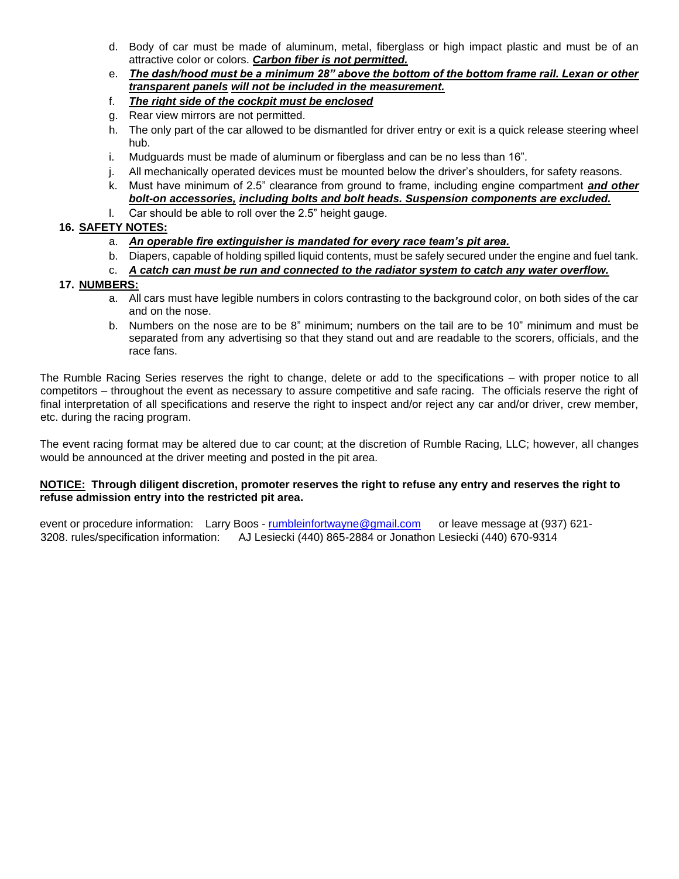d. Body of car must be made of aluminum, metal, fiberglass or high impact plastic and must be of an attractive color or colors. ***Carbon fiber is not permitted.***
e. ***The dash/hood must be a minimum 28" above the bottom of the bottom frame rail. Lexan or other transparent panels will not be included in the measurement.***
f. ***The right side of the cockpit must be enclosed***
g. Rear view mirrors are not permitted.
h. The only part of the car allowed to be dismantled for driver entry or exit is a quick release steering wheel hub.
i. Mudguards must be made of aluminum or fiberglass and can be no less than 16".
j. All mechanically operated devices must be mounted below the driver's shoulders, for safety reasons.
k. Must have minimum of 2.5" clearance from ground to frame, including engine compartment ***and other bolt-on accessories, including bolts and bolt heads. Suspension components are excluded.***
l. Car should be able to roll over the 2.5" height gauge.

**16. SAFETY NOTES:**

a. ***An operable fire extinguisher is mandated for every race team's pit area.***
b. Diapers, capable of holding spilled liquid contents, must be safely secured under the engine and fuel tank.
c. ***A catch can must be run and connected to the radiator system to catch any water overflow.***

**17. NUMBERS:**

a. All cars must have legible numbers in colors contrasting to the background color, on both sides of the car and on the nose.
b. Numbers on the nose are to be 8" minimum; numbers on the tail are to be 10" minimum and must be separated from any advertising so that they stand out and are readable to the scorers, officials, and the race fans.

The Rumble Racing Series reserves the right to change, delete or add to the specifications – with proper notice to all competitors – throughout the event as necessary to assure competitive and safe racing. The officials reserve the right of final interpretation of all specifications and reserve the right to inspect and/or reject any car and/or driver, crew member, etc. during the racing program.

The event racing format may be altered due to car count; at the discretion of Rumble Racing, LLC; however, all changes would be announced at the driver meeting and posted in the pit area.

**NOTICE: Through diligent discretion, promoter reserves the right to refuse any entry and reserves the right to refuse admission entry into the restricted pit area.**

event or procedure information: Larry Boos - rumbleinfortwayne@gmail.com or leave message at (937) 621-3208. rules/specification information: AJ Lesiecki (440) 865-2884 or Jonathon Lesiecki (440) 670-9314